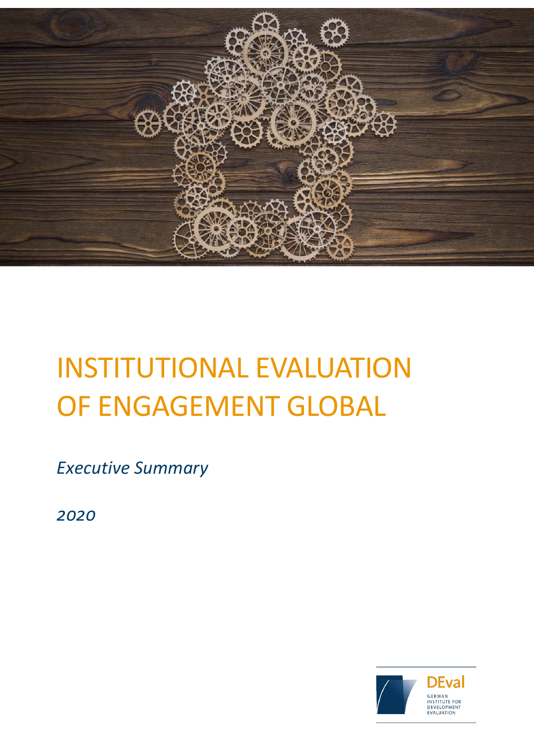# INSTITUTIONAL EVALUATION OF ENGAGEMENT GLOBAL

*Executive Summary*

*2020*

DEval
GERMAN INSTITUTE FOR DEVELOPMENT EVALUATION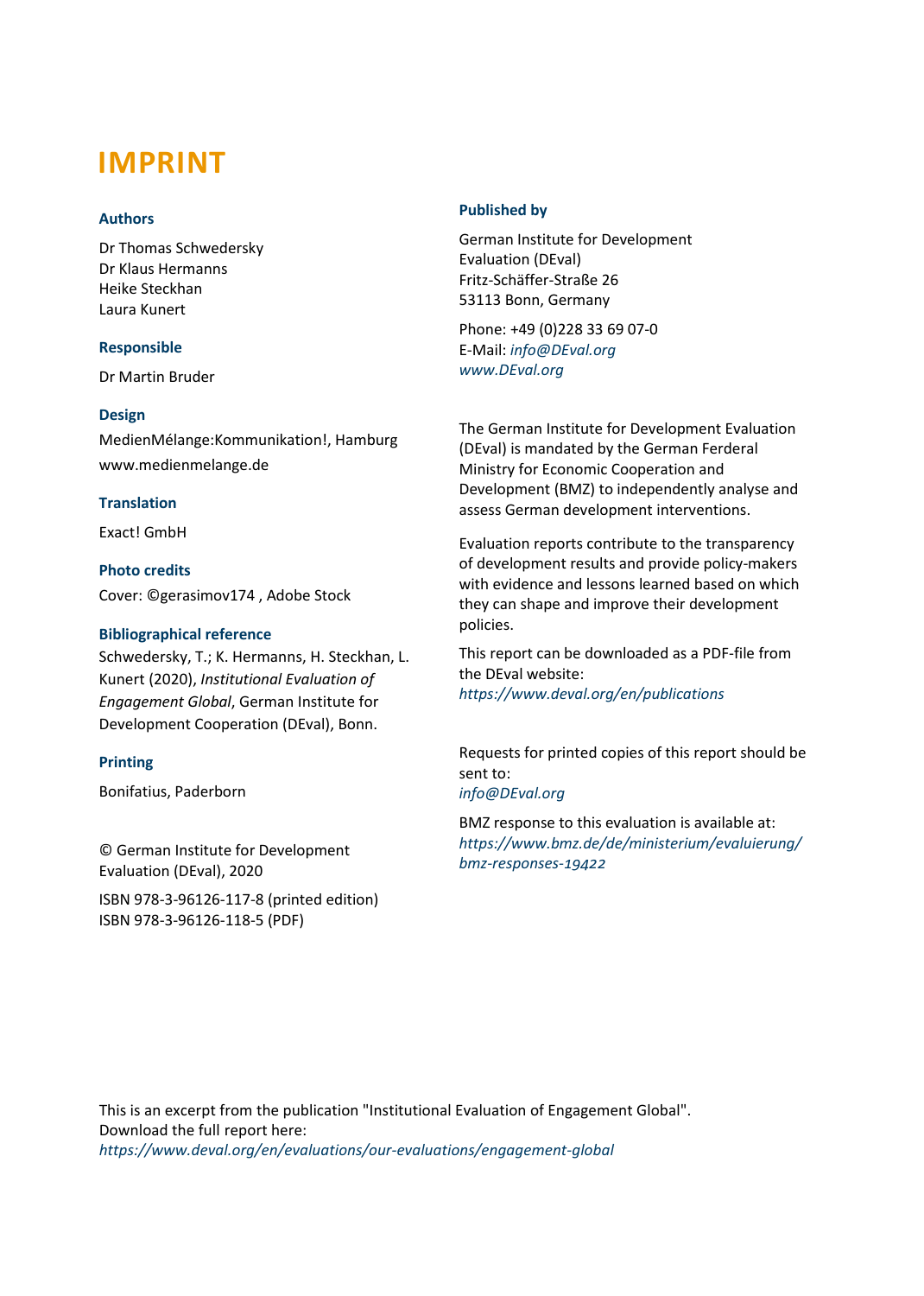# IMPRINT

### Authors

Dr Thomas Schwedersky
Dr Klaus Hermanns
Heike Steckhan
Laura Kunert

### Responsible

Dr Martin Bruder

### Design

MedienMélange:Kommunikation!, Hamburg
www.medienmelange.de

### Translation

Exact! GmbH

### Photo credits

Cover: ©gerasimov174 , Adobe Stock

### Bibliographical reference

Schwedersky, T.; K. Hermanns, H. Steckhan, L. Kunert (2020), *Institutional Evaluation of Engagement Global*, German Institute for Development Cooperation (DEval), Bonn.

### Printing

Bonifatius, Paderborn

© German Institute for Development Evaluation (DEval), 2020

ISBN 978-3-96126-117-8 (printed edition)
ISBN 978-3-96126-118-5 (PDF)

### Published by

German Institute for Development Evaluation (DEval)
Fritz-Schäffer-Straße 26
53113 Bonn, Germany

Phone: +49 (0)228 33 69 07-0
E-Mail: *info@DEval.org*
*www.DEval.org*

The German Institute for Development Evaluation (DEval) is mandated by the German Ferderal Ministry for Economic Cooperation and Development (BMZ) to independently analyse and assess German development interventions.

Evaluation reports contribute to the transparency of development results and provide policy-makers with evidence and lessons learned based on which they can shape and improve their development policies.

This report can be downloaded as a PDF-file from the DEval website:
*https://www.deval.org/en/publications*

Requests for printed copies of this report should be sent to:
*info@DEval.org*

BMZ response to this evaluation is available at:
*https://www.bmz.de/de/ministerium/evaluierung/bmz-responses-19422*

This is an excerpt from the publication "Institutional Evaluation of Engagement Global".
Download the full report here:
*https://www.deval.org/en/evaluations/our-evaluations/engagement-global*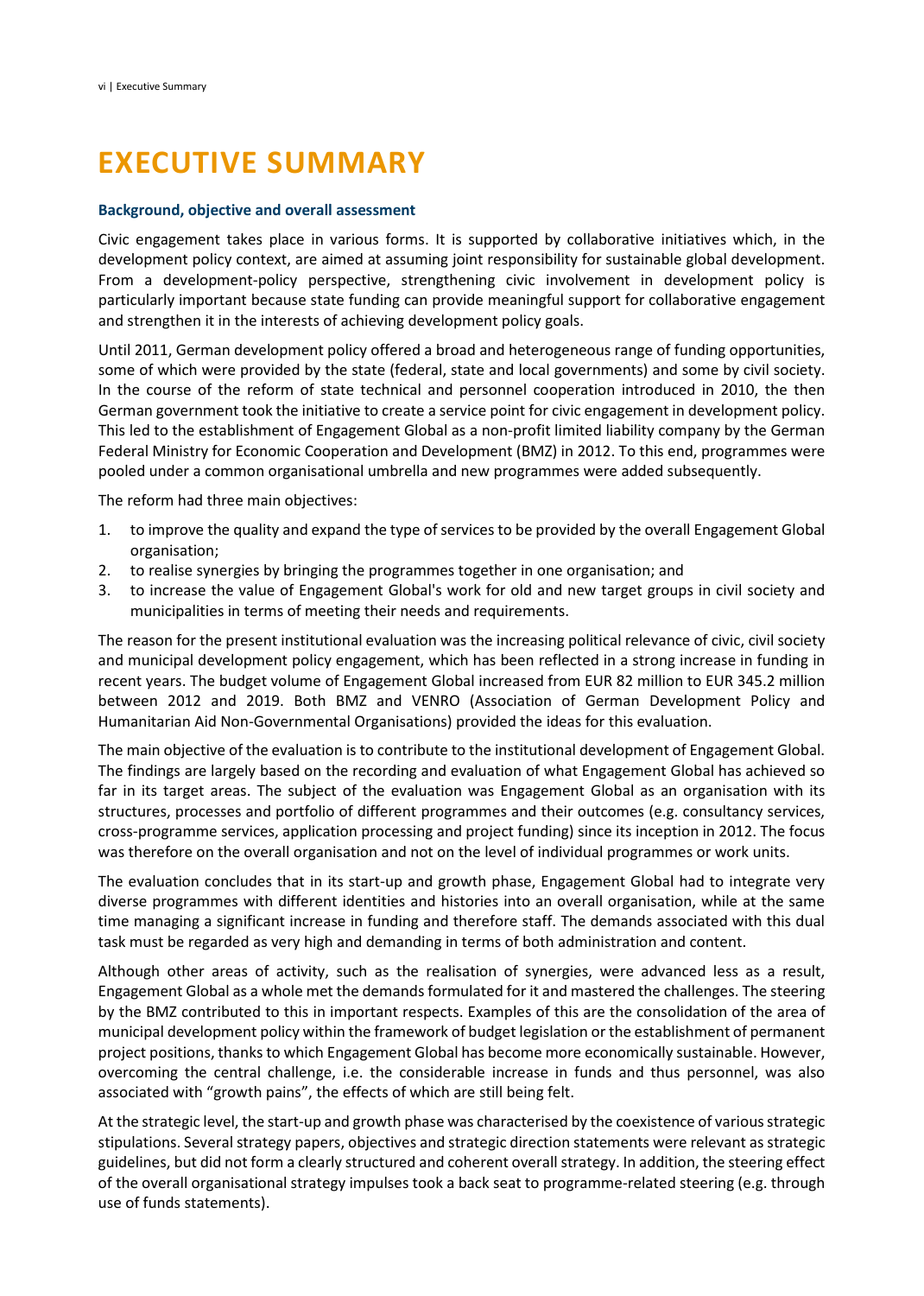# EXECUTIVE SUMMARY

### Background, objective and overall assessment

Civic engagement takes place in various forms. It is supported by collaborative initiatives which, in the development policy context, are aimed at assuming joint responsibility for sustainable global development. From a development-policy perspective, strengthening civic involvement in development policy is particularly important because state funding can provide meaningful support for collaborative engagement and strengthen it in the interests of achieving development policy goals.

Until 2011, German development policy offered a broad and heterogeneous range of funding opportunities, some of which were provided by the state (federal, state and local governments) and some by civil society. In the course of the reform of state technical and personnel cooperation introduced in 2010, the then German government took the initiative to create a service point for civic engagement in development policy. This led to the establishment of Engagement Global as a non-profit limited liability company by the German Federal Ministry for Economic Cooperation and Development (BMZ) in 2012. To this end, programmes were pooled under a common organisational umbrella and new programmes were added subsequently.

The reform had three main objectives:

1. to improve the quality and expand the type of services to be provided by the overall Engagement Global organisation;
2. to realise synergies by bringing the programmes together in one organisation; and
3. to increase the value of Engagement Global's work for old and new target groups in civil society and municipalities in terms of meeting their needs and requirements.

The reason for the present institutional evaluation was the increasing political relevance of civic, civil society and municipal development policy engagement, which has been reflected in a strong increase in funding in recent years. The budget volume of Engagement Global increased from EUR 82 million to EUR 345.2 million between 2012 and 2019. Both BMZ and VENRO (Association of German Development Policy and Humanitarian Aid Non-Governmental Organisations) provided the ideas for this evaluation.

The main objective of the evaluation is to contribute to the institutional development of Engagement Global. The findings are largely based on the recording and evaluation of what Engagement Global has achieved so far in its target areas. The subject of the evaluation was Engagement Global as an organisation with its structures, processes and portfolio of different programmes and their outcomes (e.g. consultancy services, cross-programme services, application processing and project funding) since its inception in 2012. The focus was therefore on the overall organisation and not on the level of individual programmes or work units.

The evaluation concludes that in its start-up and growth phase, Engagement Global had to integrate very diverse programmes with different identities and histories into an overall organisation, while at the same time managing a significant increase in funding and therefore staff. The demands associated with this dual task must be regarded as very high and demanding in terms of both administration and content.

Although other areas of activity, such as the realisation of synergies, were advanced less as a result, Engagement Global as a whole met the demands formulated for it and mastered the challenges. The steering by the BMZ contributed to this in important respects. Examples of this are the consolidation of the area of municipal development policy within the framework of budget legislation or the establishment of permanent project positions, thanks to which Engagement Global has become more economically sustainable. However, overcoming the central challenge, i.e. the considerable increase in funds and thus personnel, was also associated with "growth pains", the effects of which are still being felt.

At the strategic level, the start-up and growth phase was characterised by the coexistence of various strategic stipulations. Several strategy papers, objectives and strategic direction statements were relevant as strategic guidelines, but did not form a clearly structured and coherent overall strategy. In addition, the steering effect of the overall organisational strategy impulses took a back seat to programme-related steering (e.g. through use of funds statements).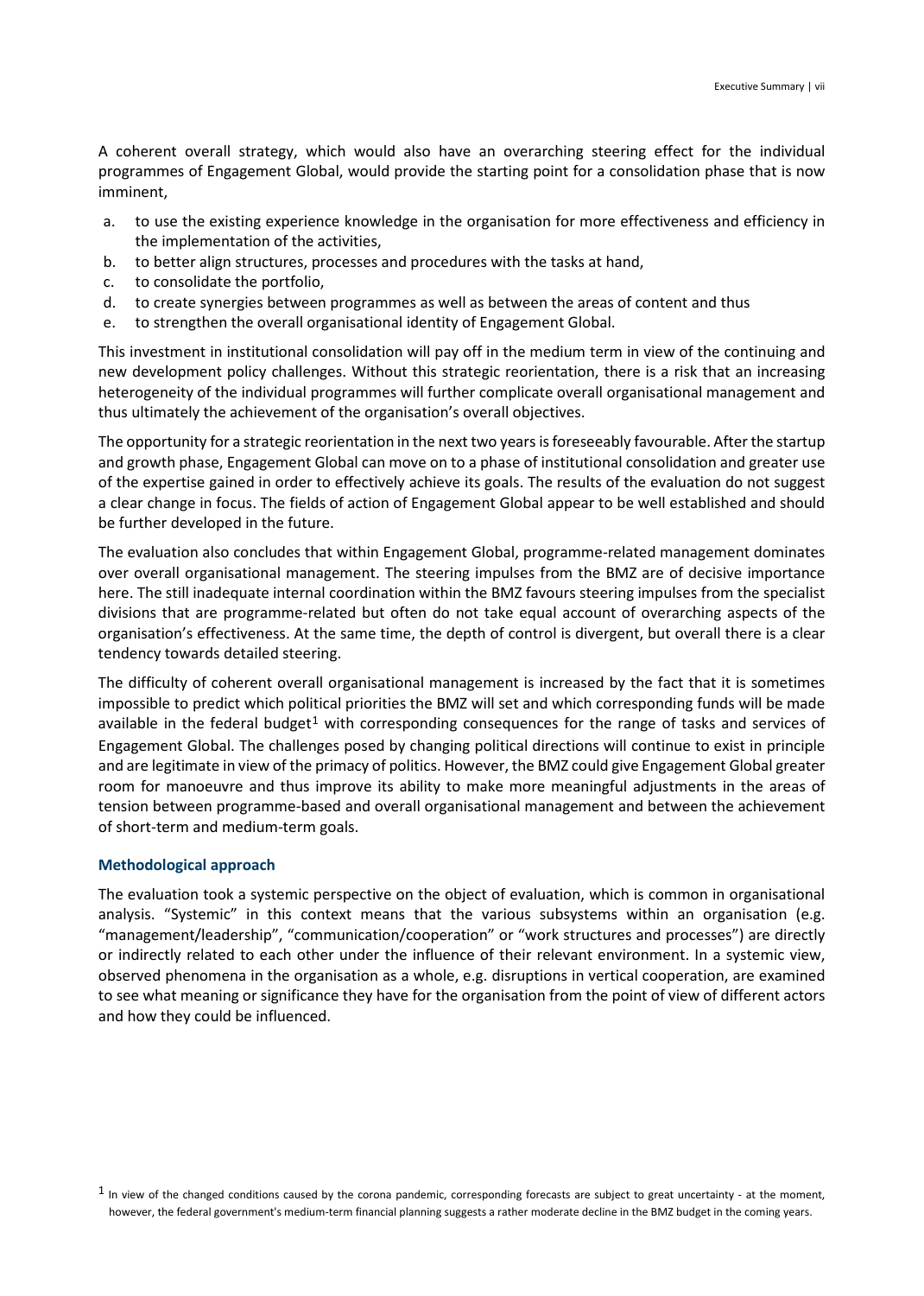A coherent overall strategy, which would also have an overarching steering effect for the individual programmes of Engagement Global, would provide the starting point for a consolidation phase that is now imminent,

a. to use the existing experience knowledge in the organisation for more effectiveness and efficiency in the implementation of the activities,
b. to better align structures, processes and procedures with the tasks at hand,
c. to consolidate the portfolio,
d. to create synergies between programmes as well as between the areas of content and thus
e. to strengthen the overall organisational identity of Engagement Global.

This investment in institutional consolidation will pay off in the medium term in view of the continuing and new development policy challenges. Without this strategic reorientation, there is a risk that an increasing heterogeneity of the individual programmes will further complicate overall organisational management and thus ultimately the achievement of the organisation's overall objectives.

The opportunity for a strategic reorientation in the next two years is foreseeably favourable. After the startup and growth phase, Engagement Global can move on to a phase of institutional consolidation and greater use of the expertise gained in order to effectively achieve its goals. The results of the evaluation do not suggest a clear change in focus. The fields of action of Engagement Global appear to be well established and should be further developed in the future.

The evaluation also concludes that within Engagement Global, programme-related management dominates over overall organisational management. The steering impulses from the BMZ are of decisive importance here. The still inadequate internal coordination within the BMZ favours steering impulses from the specialist divisions that are programme-related but often do not take equal account of overarching aspects of the organisation's effectiveness. At the same time, the depth of control is divergent, but overall there is a clear tendency towards detailed steering.

The difficulty of coherent overall organisational management is increased by the fact that it is sometimes impossible to predict which political priorities the BMZ will set and which corresponding funds will be made available in the federal budget[1] with corresponding consequences for the range of tasks and services of Engagement Global. The challenges posed by changing political directions will continue to exist in principle and are legitimate in view of the primacy of politics. However, the BMZ could give Engagement Global greater room for manoeuvre and thus improve its ability to make more meaningful adjustments in the areas of tension between programme-based and overall organisational management and between the achievement of short-term and medium-term goals.

### Methodological approach

The evaluation took a systemic perspective on the object of evaluation, which is common in organisational analysis. "Systemic" in this context means that the various subsystems within an organisation (e.g. "management/leadership", "communication/cooperation" or "work structures and processes") are directly or indirectly related to each other under the influence of their relevant environment. In a systemic view, observed phenomena in the organisation as a whole, e.g. disruptions in vertical cooperation, are examined to see what meaning or significance they have for the organisation from the point of view of different actors and how they could be influenced.

[1] In view of the changed conditions caused by the corona pandemic, corresponding forecasts are subject to great uncertainty - at the moment, however, the federal government's medium-term financial planning suggests a rather moderate decline in the BMZ budget in the coming years.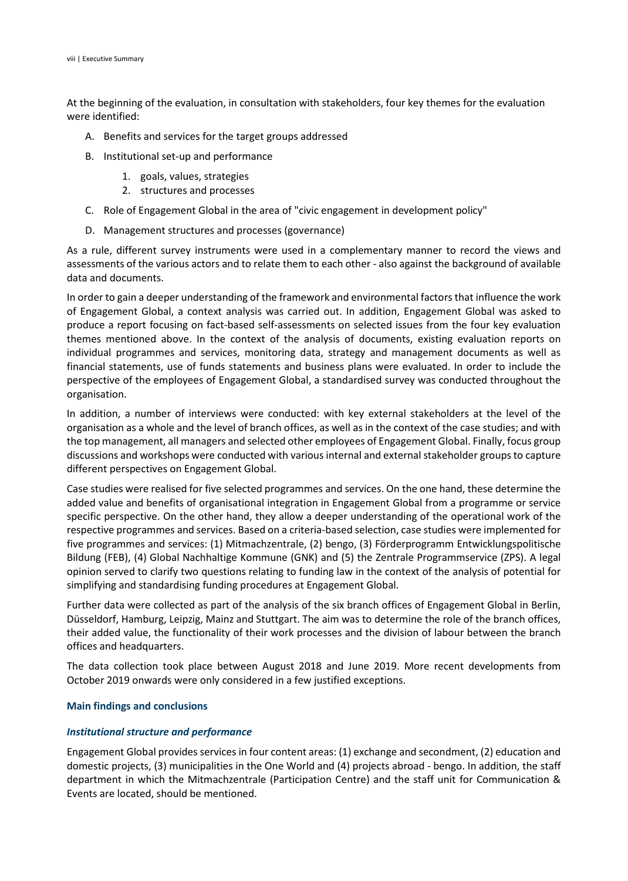At the beginning of the evaluation, in consultation with stakeholders, four key themes for the evaluation were identified:

A. Benefits and services for the target groups addressed
B. Institutional set-up and performance
    1. goals, values, strategies
    2. structures and processes
C. Role of Engagement Global in the area of "civic engagement in development policy"
D. Management structures and processes (governance)

As a rule, different survey instruments were used in a complementary manner to record the views and assessments of the various actors and to relate them to each other - also against the background of available data and documents.

In order to gain a deeper understanding of the framework and environmental factors that influence the work of Engagement Global, a context analysis was carried out. In addition, Engagement Global was asked to produce a report focusing on fact-based self-assessments on selected issues from the four key evaluation themes mentioned above. In the context of the analysis of documents, existing evaluation reports on individual programmes and services, monitoring data, strategy and management documents as well as financial statements, use of funds statements and business plans were evaluated. In order to include the perspective of the employees of Engagement Global, a standardised survey was conducted throughout the organisation.

In addition, a number of interviews were conducted: with key external stakeholders at the level of the organisation as a whole and the level of branch offices, as well as in the context of the case studies; and with the top management, all managers and selected other employees of Engagement Global. Finally, focus group discussions and workshops were conducted with various internal and external stakeholder groups to capture different perspectives on Engagement Global.

Case studies were realised for five selected programmes and services. On the one hand, these determine the added value and benefits of organisational integration in Engagement Global from a programme or service specific perspective. On the other hand, they allow a deeper understanding of the operational work of the respective programmes and services. Based on a criteria-based selection, case studies were implemented for five programmes and services: (1) Mitmachzentrale, (2) bengo, (3) Förderprogramm Entwicklungspolitische Bildung (FEB), (4) Global Nachhaltige Kommune (GNK) and (5) the Zentrale Programmservice (ZPS). A legal opinion served to clarify two questions relating to funding law in the context of the analysis of potential for simplifying and standardising funding procedures at Engagement Global.

Further data were collected as part of the analysis of the six branch offices of Engagement Global in Berlin, Düsseldorf, Hamburg, Leipzig, Mainz and Stuttgart. The aim was to determine the role of the branch offices, their added value, the functionality of their work processes and the division of labour between the branch offices and headquarters.

The data collection took place between August 2018 and June 2019. More recent developments from October 2019 onwards were only considered in a few justified exceptions.

### Main findings and conclusions

#### *Institutional structure and performance*

Engagement Global provides services in four content areas: (1) exchange and secondment, (2) education and domestic projects, (3) municipalities in the One World and (4) projects abroad - bengo. In addition, the staff department in which the Mitmachzentrale (Participation Centre) and the staff unit for Communication & Events are located, should be mentioned.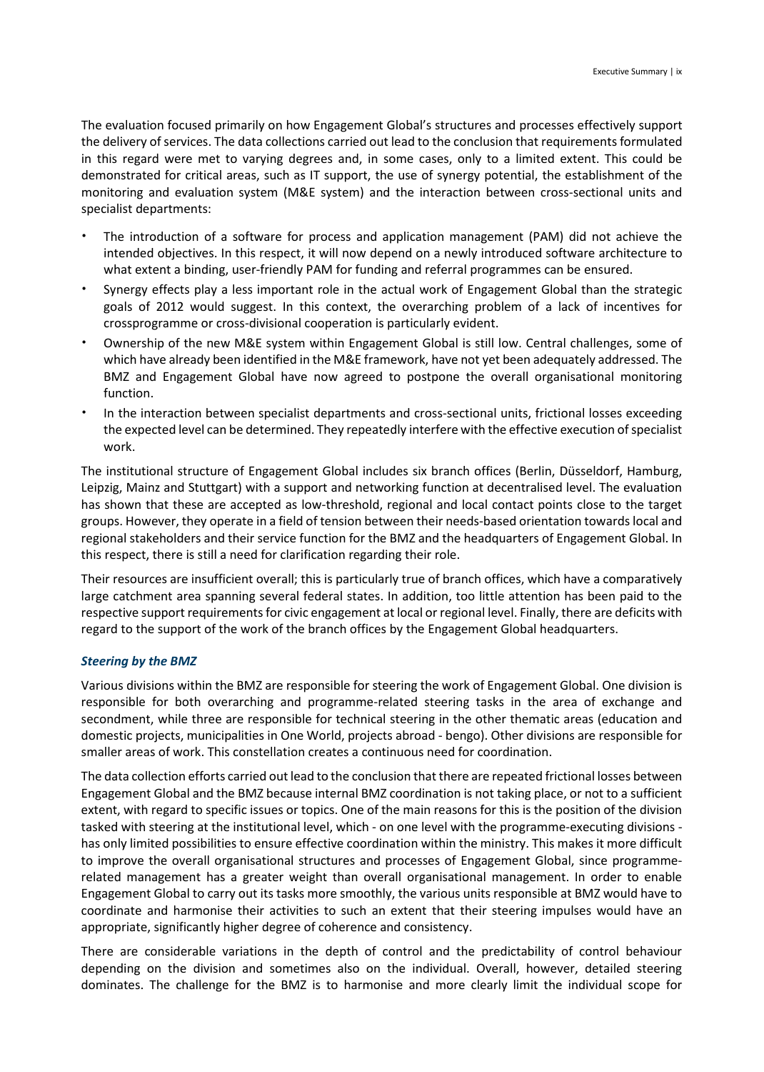The evaluation focused primarily on how Engagement Global's structures and processes effectively support the delivery of services. The data collections carried out lead to the conclusion that requirements formulated in this regard were met to varying degrees and, in some cases, only to a limited extent. This could be demonstrated for critical areas, such as IT support, the use of synergy potential, the establishment of the monitoring and evaluation system (M&E system) and the interaction between cross-sectional units and specialist departments:

- The introduction of a software for process and application management (PAM) did not achieve the intended objectives. In this respect, it will now depend on a newly introduced software architecture to what extent a binding, user-friendly PAM for funding and referral programmes can be ensured.
- Synergy effects play a less important role in the actual work of Engagement Global than the strategic goals of 2012 would suggest. In this context, the overarching problem of a lack of incentives for crossprogramme or cross-divisional cooperation is particularly evident.
- Ownership of the new M&E system within Engagement Global is still low. Central challenges, some of which have already been identified in the M&E framework, have not yet been adequately addressed. The BMZ and Engagement Global have now agreed to postpone the overall organisational monitoring function.
- In the interaction between specialist departments and cross-sectional units, frictional losses exceeding the expected level can be determined. They repeatedly interfere with the effective execution of specialist work.

The institutional structure of Engagement Global includes six branch offices (Berlin, Düsseldorf, Hamburg, Leipzig, Mainz and Stuttgart) with a support and networking function at decentralised level. The evaluation has shown that these are accepted as low-threshold, regional and local contact points close to the target groups. However, they operate in a field of tension between their needs-based orientation towards local and regional stakeholders and their service function for the BMZ and the headquarters of Engagement Global. In this respect, there is still a need for clarification regarding their role.

Their resources are insufficient overall; this is particularly true of branch offices, which have a comparatively large catchment area spanning several federal states. In addition, too little attention has been paid to the respective support requirements for civic engagement at local or regional level. Finally, there are deficits with regard to the support of the work of the branch offices by the Engagement Global headquarters.

***Steering by the BMZ***

Various divisions within the BMZ are responsible for steering the work of Engagement Global. One division is responsible for both overarching and programme-related steering tasks in the area of exchange and secondment, while three are responsible for technical steering in the other thematic areas (education and domestic projects, municipalities in One World, projects abroad - bengo). Other divisions are responsible for smaller areas of work. This constellation creates a continuous need for coordination.

The data collection efforts carried out lead to the conclusion that there are repeated frictional losses between Engagement Global and the BMZ because internal BMZ coordination is not taking place, or not to a sufficient extent, with regard to specific issues or topics. One of the main reasons for this is the position of the division tasked with steering at the institutional level, which - on one level with the programme-executing divisions - has only limited possibilities to ensure effective coordination within the ministry. This makes it more difficult to improve the overall organisational structures and processes of Engagement Global, since programme-related management has a greater weight than overall organisational management. In order to enable Engagement Global to carry out its tasks more smoothly, the various units responsible at BMZ would have to coordinate and harmonise their activities to such an extent that their steering impulses would have an appropriate, significantly higher degree of coherence and consistency.

There are considerable variations in the depth of control and the predictability of control behaviour depending on the division and sometimes also on the individual. Overall, however, detailed steering dominates. The challenge for the BMZ is to harmonise and more clearly limit the individual scope for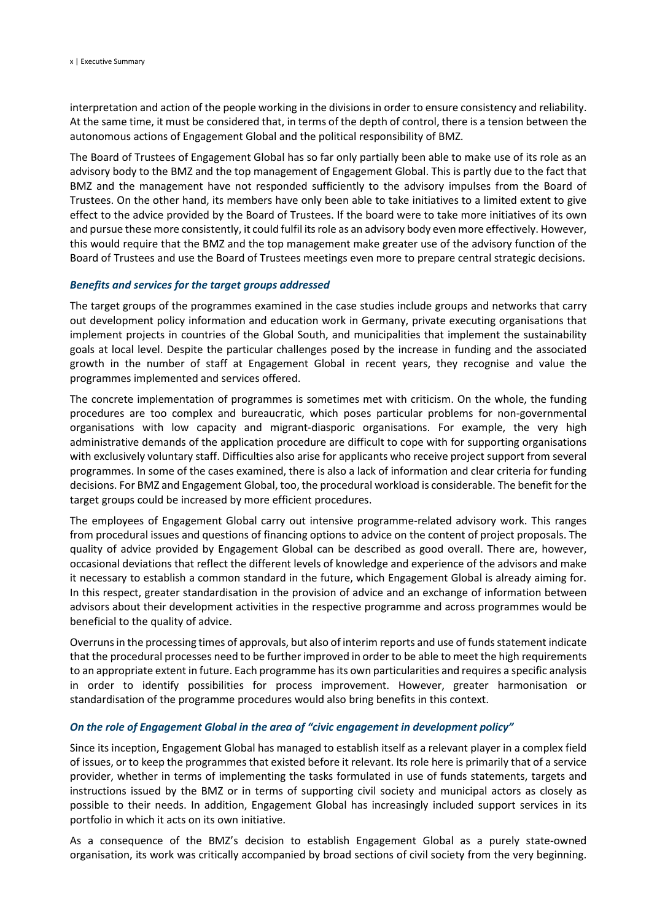interpretation and action of the people working in the divisions in order to ensure consistency and reliability. At the same time, it must be considered that, in terms of the depth of control, there is a tension between the autonomous actions of Engagement Global and the political responsibility of BMZ.

The Board of Trustees of Engagement Global has so far only partially been able to make use of its role as an advisory body to the BMZ and the top management of Engagement Global. This is partly due to the fact that BMZ and the management have not responded sufficiently to the advisory impulses from the Board of Trustees. On the other hand, its members have only been able to take initiatives to a limited extent to give effect to the advice provided by the Board of Trustees. If the board were to take more initiatives of its own and pursue these more consistently, it could fulfil its role as an advisory body even more effectively. However, this would require that the BMZ and the top management make greater use of the advisory function of the Board of Trustees and use the Board of Trustees meetings even more to prepare central strategic decisions.

### *Benefits and services for the target groups addressed*

The target groups of the programmes examined in the case studies include groups and networks that carry out development policy information and education work in Germany, private executing organisations that implement projects in countries of the Global South, and municipalities that implement the sustainability goals at local level. Despite the particular challenges posed by the increase in funding and the associated growth in the number of staff at Engagement Global in recent years, they recognise and value the programmes implemented and services offered.

The concrete implementation of programmes is sometimes met with criticism. On the whole, the funding procedures are too complex and bureaucratic, which poses particular problems for non-governmental organisations with low capacity and migrant-diasporic organisations. For example, the very high administrative demands of the application procedure are difficult to cope with for supporting organisations with exclusively voluntary staff. Difficulties also arise for applicants who receive project support from several programmes. In some of the cases examined, there is also a lack of information and clear criteria for funding decisions. For BMZ and Engagement Global, too, the procedural workload is considerable. The benefit for the target groups could be increased by more efficient procedures.

The employees of Engagement Global carry out intensive programme-related advisory work. This ranges from procedural issues and questions of financing options to advice on the content of project proposals. The quality of advice provided by Engagement Global can be described as good overall. There are, however, occasional deviations that reflect the different levels of knowledge and experience of the advisors and make it necessary to establish a common standard in the future, which Engagement Global is already aiming for. In this respect, greater standardisation in the provision of advice and an exchange of information between advisors about their development activities in the respective programme and across programmes would be beneficial to the quality of advice.

Overruns in the processing times of approvals, but also of interim reports and use of funds statement indicate that the procedural processes need to be further improved in order to be able to meet the high requirements to an appropriate extent in future. Each programme has its own particularities and requires a specific analysis in order to identify possibilities for process improvement. However, greater harmonisation or standardisation of the programme procedures would also bring benefits in this context.

### *On the role of Engagement Global in the area of "civic engagement in development policy"*

Since its inception, Engagement Global has managed to establish itself as a relevant player in a complex field of issues, or to keep the programmes that existed before it relevant. Its role here is primarily that of a service provider, whether in terms of implementing the tasks formulated in use of funds statements, targets and instructions issued by the BMZ or in terms of supporting civil society and municipal actors as closely as possible to their needs. In addition, Engagement Global has increasingly included support services in its portfolio in which it acts on its own initiative.

As a consequence of the BMZ's decision to establish Engagement Global as a purely state-owned organisation, its work was critically accompanied by broad sections of civil society from the very beginning.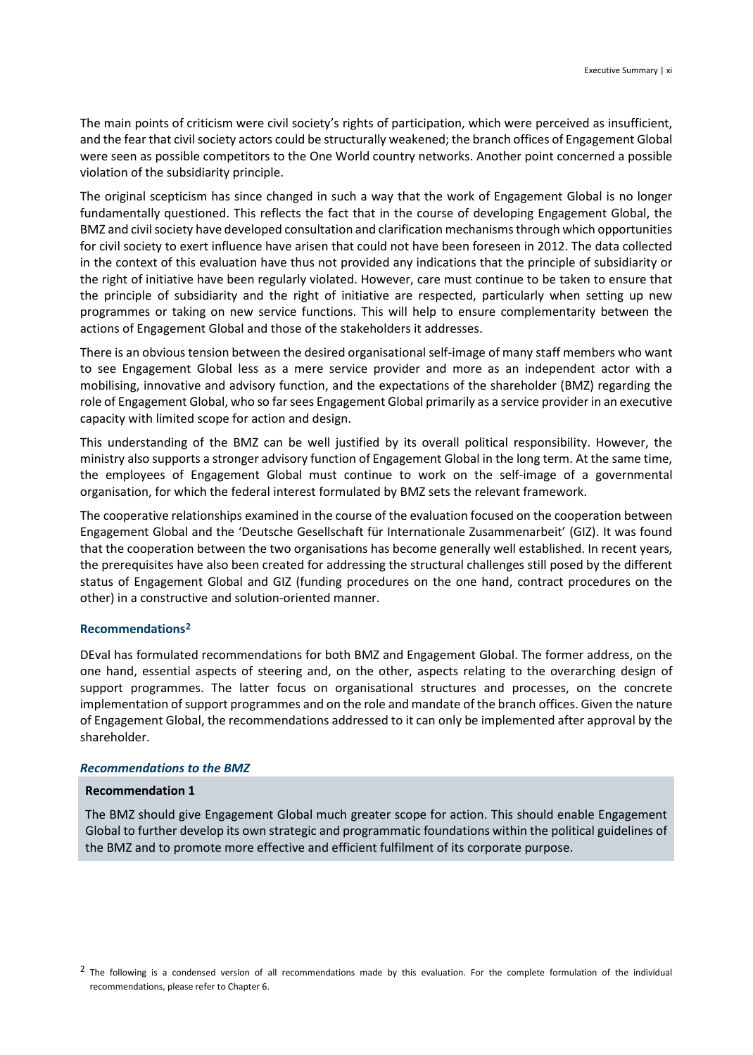The main points of criticism were civil society's rights of participation, which were perceived as insufficient, and the fear that civil society actors could be structurally weakened; the branch offices of Engagement Global were seen as possible competitors to the One World country networks. Another point concerned a possible violation of the subsidiarity principle.

The original scepticism has since changed in such a way that the work of Engagement Global is no longer fundamentally questioned. This reflects the fact that in the course of developing Engagement Global, the BMZ and civil society have developed consultation and clarification mechanisms through which opportunities for civil society to exert influence have arisen that could not have been foreseen in 2012. The data collected in the context of this evaluation have thus not provided any indications that the principle of subsidiarity or the right of initiative have been regularly violated. However, care must continue to be taken to ensure that the principle of subsidiarity and the right of initiative are respected, particularly when setting up new programmes or taking on new service functions. This will help to ensure complementarity between the actions of Engagement Global and those of the stakeholders it addresses.

There is an obvious tension between the desired organisational self-image of many staff members who want to see Engagement Global less as a mere service provider and more as an independent actor with a mobilising, innovative and advisory function, and the expectations of the shareholder (BMZ) regarding the role of Engagement Global, who so far sees Engagement Global primarily as a service provider in an executive capacity with limited scope for action and design.

This understanding of the BMZ can be well justified by its overall political responsibility. However, the ministry also supports a stronger advisory function of Engagement Global in the long term. At the same time, the employees of Engagement Global must continue to work on the self-image of a governmental organisation, for which the federal interest formulated by BMZ sets the relevant framework.

The cooperative relationships examined in the course of the evaluation focused on the cooperation between Engagement Global and the 'Deutsche Gesellschaft für Internationale Zusammenarbeit' (GIZ). It was found that the cooperation between the two organisations has become generally well established. In recent years, the prerequisites have also been created for addressing the structural challenges still posed by the different status of Engagement Global and GIZ (funding procedures on the one hand, contract procedures on the other) in a constructive and solution-oriented manner.

### Recommendations[2]

DEval has formulated recommendations for both BMZ and Engagement Global. The former address, on the one hand, essential aspects of steering and, on the other, aspects relating to the overarching design of support programmes. The latter focus on organisational structures and processes, on the concrete implementation of support programmes and on the role and mandate of the branch offices. Given the nature of Engagement Global, the recommendations addressed to it can only be implemented after approval by the shareholder.

#### *Recommendations to the BMZ*

**Recommendation 1**

The BMZ should give Engagement Global much greater scope for action. This should enable Engagement Global to further develop its own strategic and programmatic foundations within the political guidelines of the BMZ and to promote more effective and efficient fulfilment of its corporate purpose.

[2] The following is a condensed version of all recommendations made by this evaluation. For the complete formulation of the individual recommendations, please refer to Chapter 6.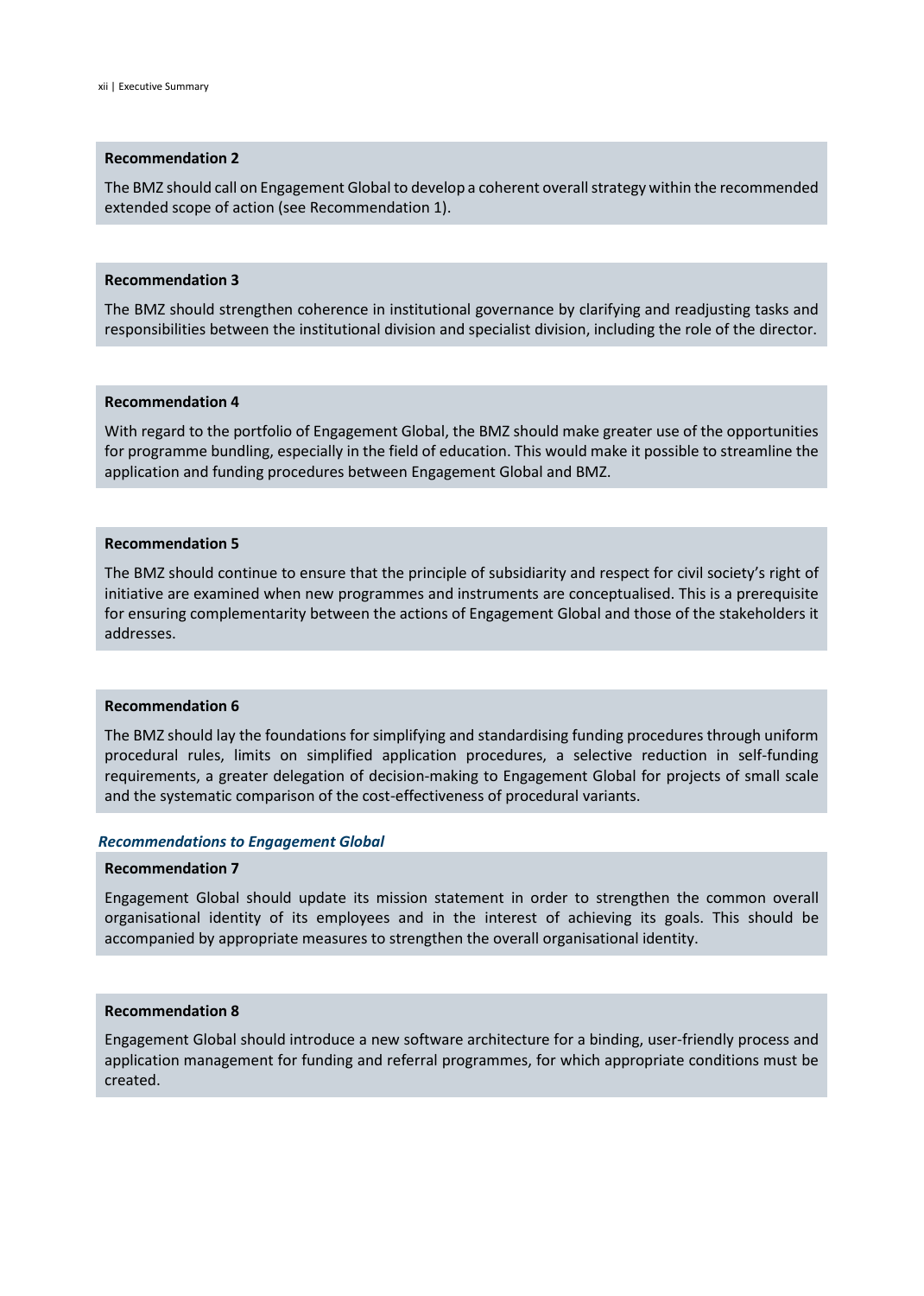**Recommendation 2**

The BMZ should call on Engagement Global to develop a coherent overall strategy within the recommended extended scope of action (see Recommendation 1).

**Recommendation 3**

The BMZ should strengthen coherence in institutional governance by clarifying and readjusting tasks and responsibilities between the institutional division and specialist division, including the role of the director.

**Recommendation 4**

With regard to the portfolio of Engagement Global, the BMZ should make greater use of the opportunities for programme bundling, especially in the field of education. This would make it possible to streamline the application and funding procedures between Engagement Global and BMZ.

**Recommendation 5**

The BMZ should continue to ensure that the principle of subsidiarity and respect for civil society's right of initiative are examined when new programmes and instruments are conceptualised. This is a prerequisite for ensuring complementarity between the actions of Engagement Global and those of the stakeholders it addresses.

**Recommendation 6**

The BMZ should lay the foundations for simplifying and standardising funding procedures through uniform procedural rules, limits on simplified application procedures, a selective reduction in self-funding requirements, a greater delegation of decision-making to Engagement Global for projects of small scale and the systematic comparison of the cost-effectiveness of procedural variants.

***Recommendations to Engagement Global***

**Recommendation 7**

Engagement Global should update its mission statement in order to strengthen the common overall organisational identity of its employees and in the interest of achieving its goals. This should be accompanied by appropriate measures to strengthen the overall organisational identity.

**Recommendation 8**

Engagement Global should introduce a new software architecture for a binding, user-friendly process and application management for funding and referral programmes, for which appropriate conditions must be created.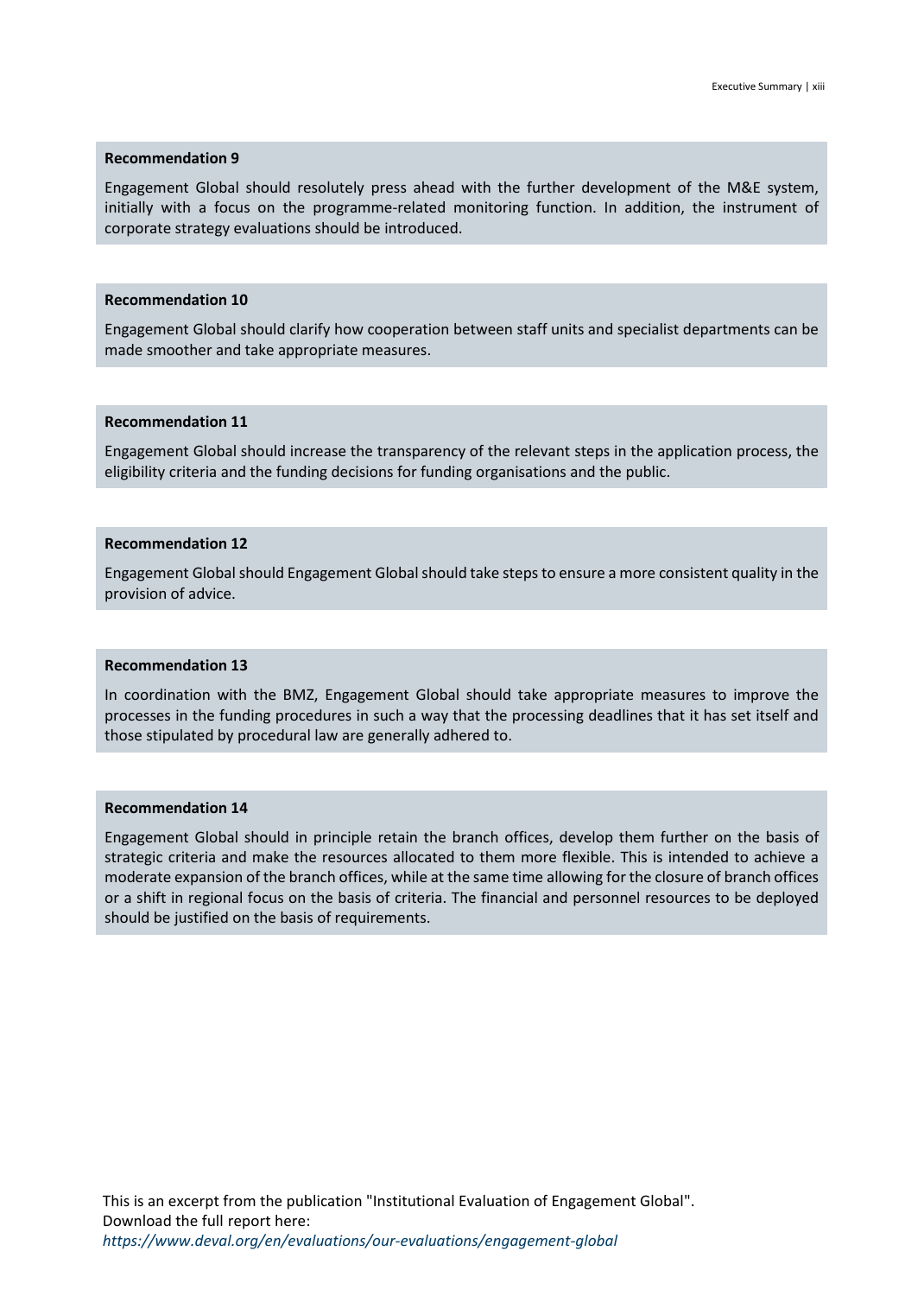**Recommendation 9**

Engagement Global should resolutely press ahead with the further development of the M&E system, initially with a focus on the programme-related monitoring function. In addition, the instrument of corporate strategy evaluations should be introduced.

**Recommendation 10**

Engagement Global should clarify how cooperation between staff units and specialist departments can be made smoother and take appropriate measures.

**Recommendation 11**

Engagement Global should increase the transparency of the relevant steps in the application process, the eligibility criteria and the funding decisions for funding organisations and the public.

**Recommendation 12**

Engagement Global should Engagement Global should take steps to ensure a more consistent quality in the provision of advice.

**Recommendation 13**

In coordination with the BMZ, Engagement Global should take appropriate measures to improve the processes in the funding procedures in such a way that the processing deadlines that it has set itself and those stipulated by procedural law are generally adhered to.

**Recommendation 14**

Engagement Global should in principle retain the branch offices, develop them further on the basis of strategic criteria and make the resources allocated to them more flexible. This is intended to achieve a moderate expansion of the branch offices, while at the same time allowing for the closure of branch offices or a shift in regional focus on the basis of criteria. The financial and personnel resources to be deployed should be justified on the basis of requirements.

This is an excerpt from the publication "Institutional Evaluation of Engagement Global".
Download the full report here:
*https://www.deval.org/en/evaluations/our-evaluations/engagement-global*